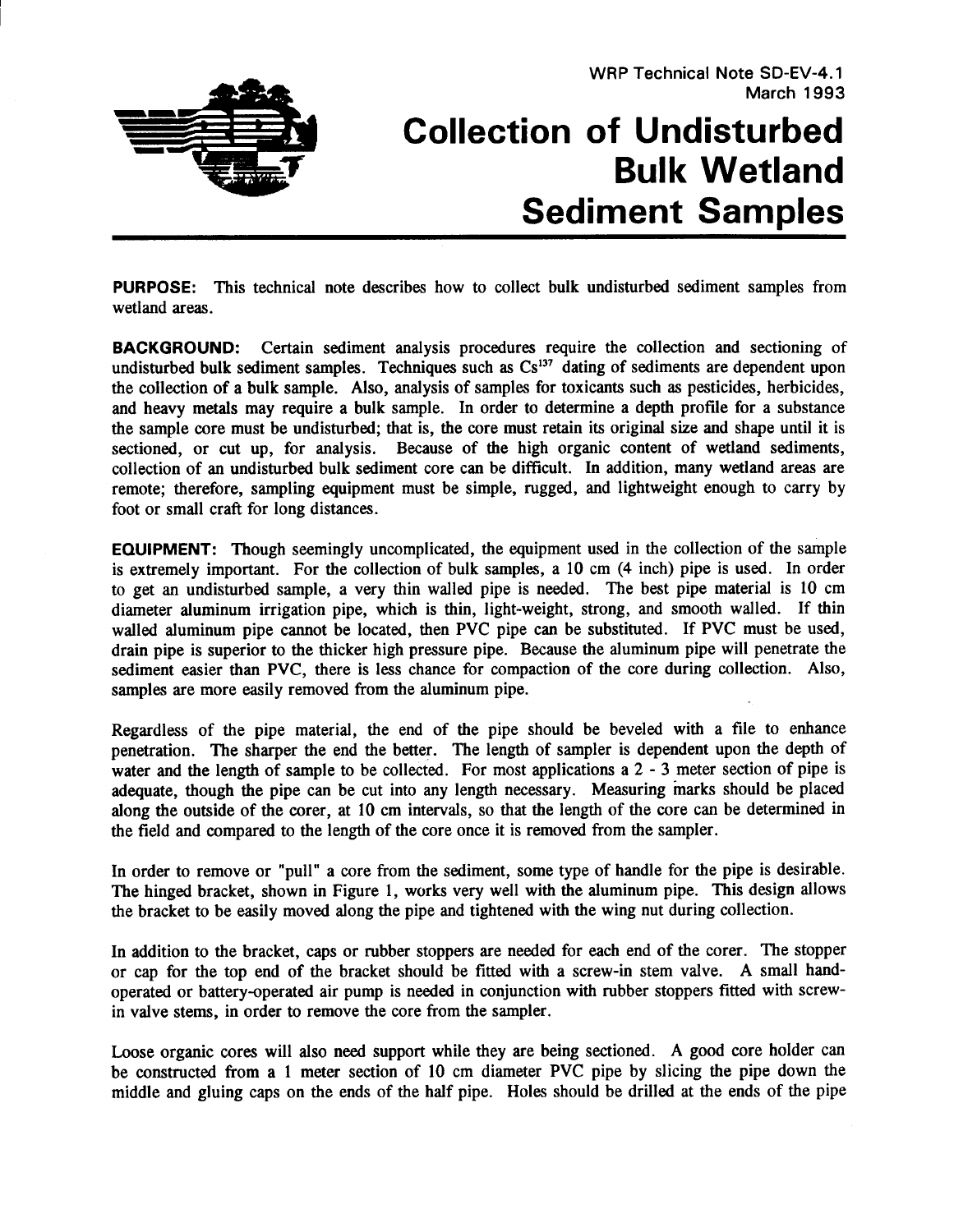WRP Technical Note SD-EV-4.1
March 1993

# Collection of Undisturbed Bulk Wetland Sediment Samples

**PURPOSE:** This technical note describes how to collect bulk undisturbed sediment samples from wetland areas.

**BACKGROUND:** Certain sediment analysis procedures require the collection and sectioning of undisturbed bulk sediment samples. Techniques such as $Cs^{137}$ dating of sediments are dependent upon the collection of a bulk sample. Also, analysis of samples for toxicants such as pesticides, herbicides, and heavy metals may require a bulk sample. In order to determine a depth profile for a substance the sample core must be undisturbed; that is, the core must retain its original size and shape until it is sectioned, or cut up, for analysis. Because of the high organic content of wetland sediments, collection of an undisturbed bulk sediment core can be difficult. In addition, many wetland areas are remote; therefore, sampling equipment must be simple, rugged, and lightweight enough to carry by foot or small craft for long distances.

**EQUIPMENT:** Though seemingly uncomplicated, the equipment used in the collection of the sample is extremely important. For the collection of bulk samples, a 10 cm (4 inch) pipe is used. In order to get an undisturbed sample, a very thin walled pipe is needed. The best pipe material is 10 cm diameter aluminum irrigation pipe, which is thin, light-weight, strong, and smooth walled. If thin walled aluminum pipe cannot be located, then PVC pipe can be substituted. If PVC must be used, drain pipe is superior to the thicker high pressure pipe. Because the aluminum pipe will penetrate the sediment easier than PVC, there is less chance for compaction of the core during collection. Also, samples are more easily removed from the aluminum pipe.

Regardless of the pipe material, the end of the pipe should be beveled with a file to enhance penetration. The sharper the end the better. The length of sampler is dependent upon the depth of water and the length of sample to be collected. For most applications a 2 - 3 meter section of pipe is adequate, though the pipe can be cut into any length necessary. Measuring marks should be placed along the outside of the corer, at 10 cm intervals, so that the length of the core can be determined in the field and compared to the length of the core once it is removed from the sampler.

In order to remove or "pull" a core from the sediment, some type of handle for the pipe is desirable. The hinged bracket, shown in Figure 1, works very well with the aluminum pipe. This design allows the bracket to be easily moved along the pipe and tightened with the wing nut during collection.

In addition to the bracket, caps or rubber stoppers are needed for each end of the corer. The stopper or cap for the top end of the bracket should be fitted with a screw-in stem valve. A small hand-operated or battery-operated air pump is needed in conjunction with rubber stoppers fitted with screw-in valve stems, in order to remove the core from the sampler.

Loose organic cores will also need support while they are being sectioned. A good core holder can be constructed from a 1 meter section of 10 cm diameter PVC pipe by slicing the pipe down the middle and gluing caps on the ends of the half pipe. Holes should be drilled at the ends of the pipe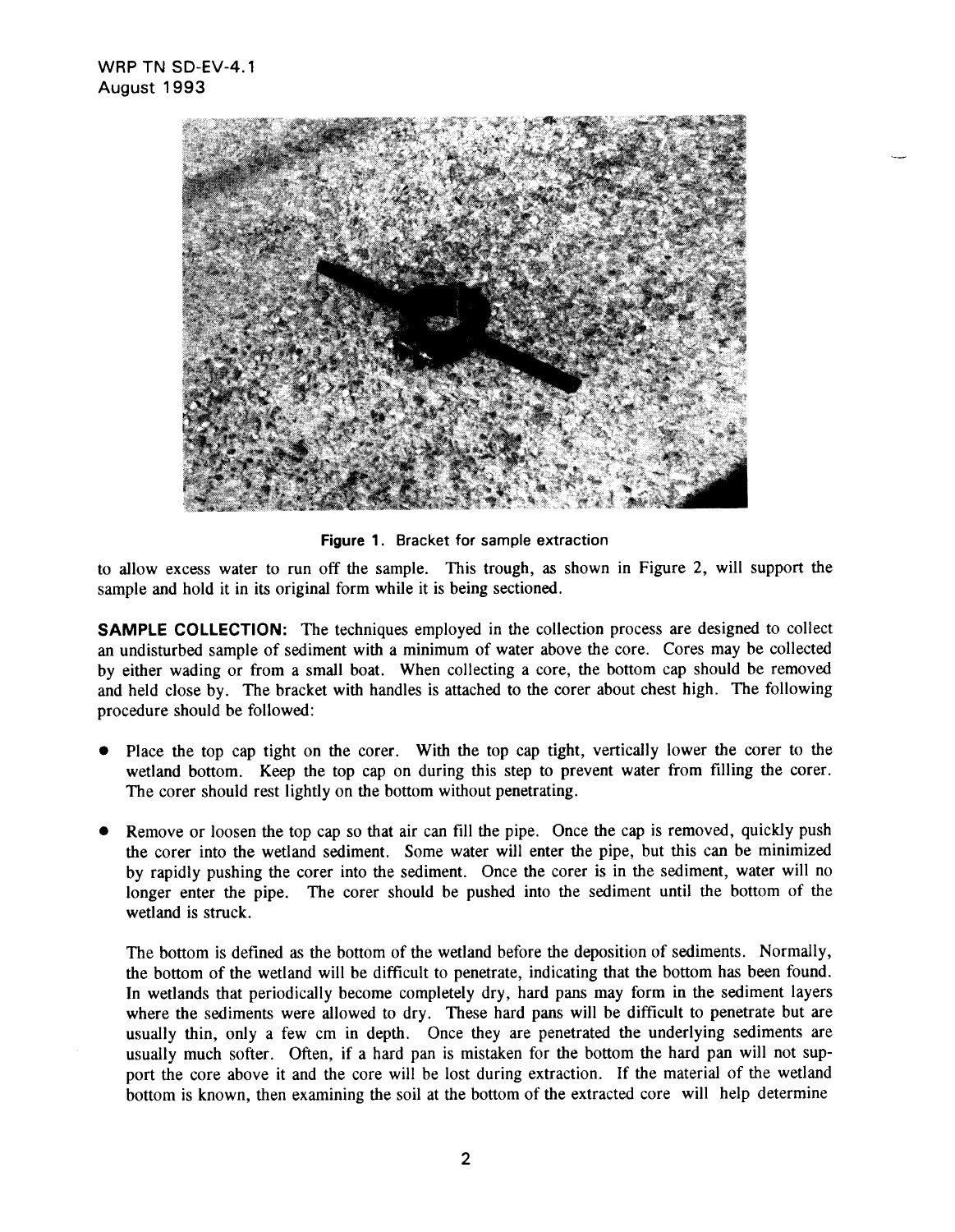Figure 1. Bracket for sample extraction

to allow excess water to run off the sample. This trough, as shown in Figure 2, will support the sample and hold it in its original form while it is being sectioned.

**SAMPLE COLLECTION:** The techniques employed in the collection process are designed to collect an undisturbed sample of sediment with a minimum of water above the core. Cores may be collected by either wading or from a small boat. When collecting a core, the bottom cap should be removed and held close by. The bracket with handles is attached to the corer about chest high. The following procedure should be followed:

- Place the top cap tight on the corer. With the top cap tight, vertically lower the corer to the wetland bottom. Keep the top cap on during this step to prevent water from filling the corer. The corer should rest lightly on the bottom without penetrating.

- Remove or loosen the top cap so that air can fill the pipe. Once the cap is removed, quickly push the corer into the wetland sediment. Some water will enter the pipe, but this can be minimized by rapidly pushing the corer into the sediment. Once the corer is in the sediment, water will no longer enter the pipe. The corer should be pushed into the sediment until the bottom of the wetland is struck.

  The bottom is defined as the bottom of the wetland before the deposition of sediments. Normally, the bottom of the wetland will be difficult to penetrate, indicating that the bottom has been found. In wetlands that periodically become completely dry, hard pans may form in the sediment layers where the sediments were allowed to dry. These hard pans will be difficult to penetrate but are usually thin, only a few cm in depth. Once they are penetrated the underlying sediments are usually much softer. Often, if a hard pan is mistaken for the bottom the hard pan will not support the core above it and the core will be lost during extraction. If the material of the wetland bottom is known, then examining the soil at the bottom of the extracted core will help determine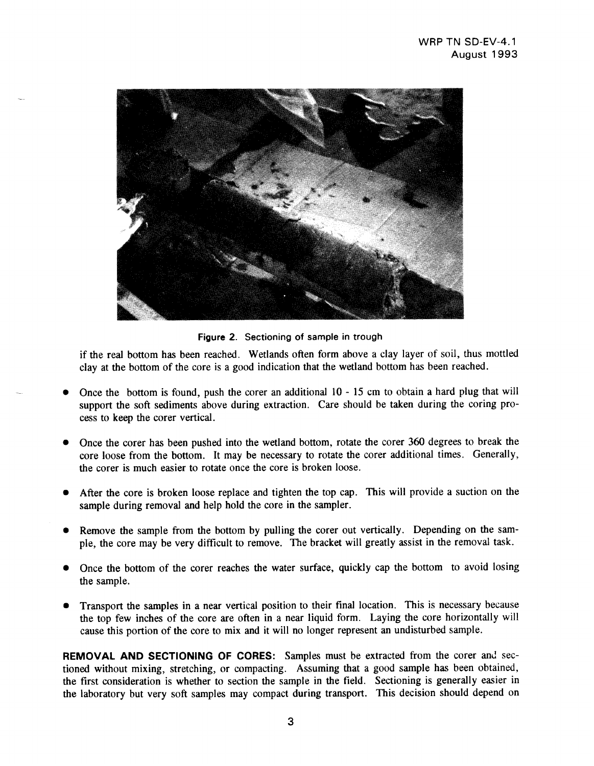Figure 2. Sectioning of sample in trough

if the real bottom has been reached. Wetlands often form above a clay layer of soil, thus mottled clay at the bottom of the core is a good indication that the wetland bottom has been reached.

- Once the bottom is found, push the corer an additional 10 - 15 cm to obtain a hard plug that will support the soft sediments above during extraction. Care should be taken during the coring process to keep the corer vertical.

- Once the corer has been pushed into the wetland bottom, rotate the corer 360 degrees to break the core loose from the bottom. It may be necessary to rotate the corer additional times. Generally, the corer is much easier to rotate once the core is broken loose.

- After the core is broken loose replace and tighten the top cap. This will provide a suction on the sample during removal and help hold the core in the sampler.

- Remove the sample from the bottom by pulling the corer out vertically. Depending on the sample, the core may be very difficult to remove. The bracket will greatly assist in the removal task.

- Once the bottom of the corer reaches the water surface, quickly cap the bottom to avoid losing the sample.

- Transport the samples in a near vertical position to their final location. This is necessary because the top few inches of the core are often in a near liquid form. Laying the core horizontally will cause this portion of the core to mix and it will no longer represent an undisturbed sample.

**REMOVAL AND SECTIONING OF CORES:** Samples must be extracted from the corer and sectioned without mixing, stretching, or compacting. Assuming that a good sample has been obtained, the first consideration is whether to section the sample in the field. Sectioning is generally easier in the laboratory but very soft samples may compact during transport. This decision should depend on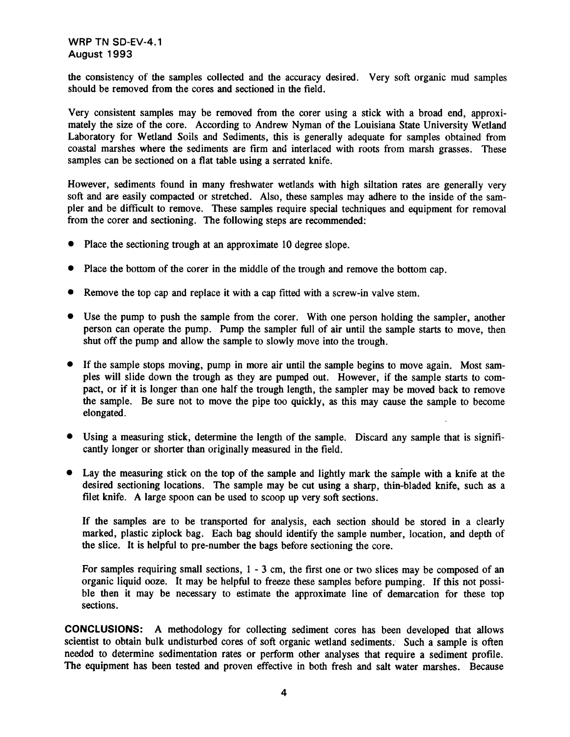the consistency of the samples collected and the accuracy desired. Very soft organic mud samples should be removed from the cores and sectioned in the field.

Very consistent samples may be removed from the corer using a stick with a broad end, approximately the size of the core. According to Andrew Nyman of the Louisiana State University Wetland Laboratory for Wetland Soils and Sediments, this is generally adequate for samples obtained from coastal marshes where the sediments are firm and interlaced with roots from marsh grasses. These samples can be sectioned on a flat table using a serrated knife.

However, sediments found in many freshwater wetlands with high siltation rates are generally very soft and are easily compacted or stretched. Also, these samples may adhere to the inside of the sampler and be difficult to remove. These samples require special techniques and equipment for removal from the corer and sectioning. The following steps are recommended:

- Place the sectioning trough at an approximate 10 degree slope.
- Place the bottom of the corer in the middle of the trough and remove the bottom cap.
- Remove the top cap and replace it with a cap fitted with a screw-in valve stem.
- Use the pump to push the sample from the corer. With one person holding the sampler, another person can operate the pump. Pump the sampler full of air until the sample starts to move, then shut off the pump and allow the sample to slowly move into the trough.
- If the sample stops moving, pump in more air until the sample begins to move again. Most samples will slide down the trough as they are pumped out. However, if the sample starts to compact, or if it is longer than one half the trough length, the sampler may be moved back to remove the sample. Be sure not to move the pipe too quickly, as this may cause the sample to become elongated.
- Using a measuring stick, determine the length of the sample. Discard any sample that is significantly longer or shorter than originally measured in the field.
- Lay the measuring stick on the top of the sample and lightly mark the sample with a knife at the desired sectioning locations. The sample may be cut using a sharp, thin-bladed knife, such as a filet knife. A large spoon can be used to scoop up very soft sections.

  If the samples are to be transported for analysis, each section should be stored in a clearly marked, plastic ziplock bag. Each bag should identify the sample number, location, and depth of the slice. It is helpful to pre-number the bags before sectioning the core.

  For samples requiring small sections, 1 - 3 cm, the first one or two slices may be composed of an organic liquid ooze. It may be helpful to freeze these samples before pumping. If this not possible then it may be necessary to estimate the approximate line of demarcation for these top sections.

**CONCLUSIONS:** A methodology for collecting sediment cores has been developed that allows scientist to obtain bulk undisturbed cores of soft organic wetland sediments. Such a sample is often needed to determine sedimentation rates or perform other analyses that require a sediment profile. The equipment has been tested and proven effective in both fresh and salt water marshes. Because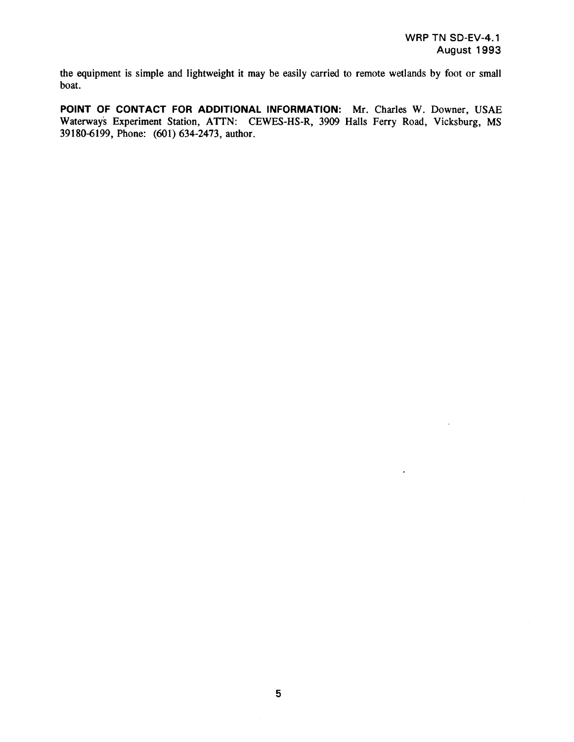the equipment is simple and lightweight it may be easily carried to remote wetlands by foot or small boat.

**POINT OF CONTACT FOR ADDITIONAL INFORMATION:** Mr. Charles W. Downer, USAE Waterways Experiment Station, ATTN: CEWES-HS-R, 3909 Halls Ferry Road, Vicksburg, MS 39180-6199, Phone: (601) 634-2473, author.